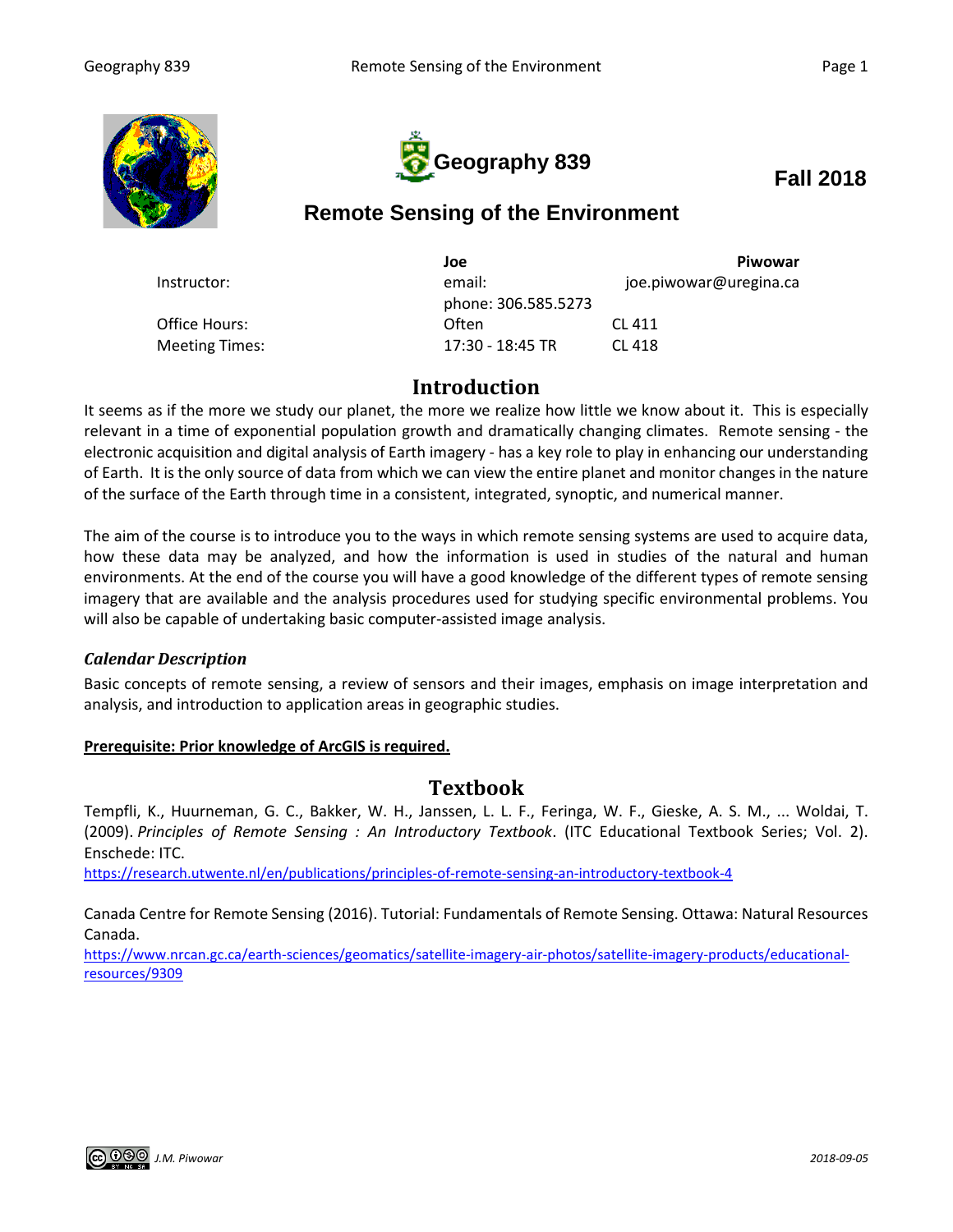# Geography 839

**Fall 2018**

## Remote Sensing of the Environment

| | | |
|---|---|---|
| Instructor: | **Joe** | **Piwowar** |
| | email: | joe.piwowar@uregina.ca |
| | phone: 306.585.5273 | |
| Office Hours: | Often | CL 411 |
| Meeting Times: | 17:30 - 18:45 TR | CL 418 |

## Introduction

It seems as if the more we study our planet, the more we realize how little we know about it. This is especially relevant in a time of exponential population growth and dramatically changing climates. Remote sensing - the electronic acquisition and digital analysis of Earth imagery - has a key role to play in enhancing our understanding of Earth. It is the only source of data from which we can view the entire planet and monitor changes in the nature of the surface of the Earth through time in a consistent, integrated, synoptic, and numerical manner.

The aim of the course is to introduce you to the ways in which remote sensing systems are used to acquire data, how these data may be analyzed, and how the information is used in studies of the natural and human environments. At the end of the course you will have a good knowledge of the different types of remote sensing imagery that are available and the analysis procedures used for studying specific environmental problems. You will also be capable of undertaking basic computer-assisted image analysis.

### *Calendar Description*

Basic concepts of remote sensing, a review of sensors and their images, emphasis on image interpretation and analysis, and introduction to application areas in geographic studies.

**Prerequisite: Prior knowledge of ArcGIS is required.**

## Textbook

Tempfli, K., Huurneman, G. C., Bakker, W. H., Janssen, L. L. F., Feringa, W. F., Gieske, A. S. M., ... Woldai, T. (2009). *Principles of Remote Sensing : An Introductory Textbook*. (ITC Educational Textbook Series; Vol. 2). Enschede: ITC.
https://research.utwente.nl/en/publications/principles-of-remote-sensing-an-introductory-textbook-4

Canada Centre for Remote Sensing (2016). Tutorial: Fundamentals of Remote Sensing. Ottawa: Natural Resources Canada.
https://www.nrcan.gc.ca/earth-sciences/geomatics/satellite-imagery-air-photos/satellite-imagery-products/educational-resources/9309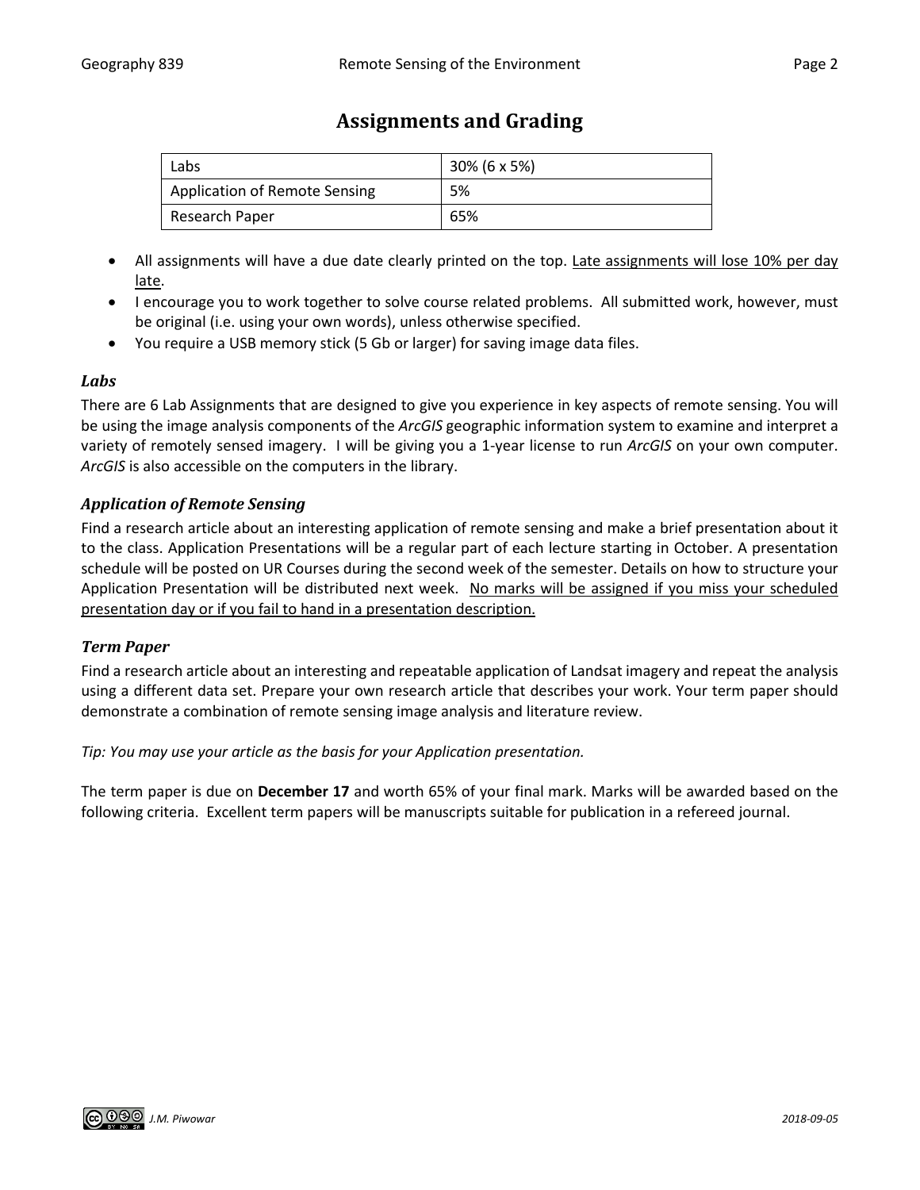# Assignments and Grading

| Labs | 30% (6 x 5%) |
|---|---|
| Application of Remote Sensing | 5% |
| Research Paper | 65% |

- All assignments will have a due date clearly printed on the top. Late assignments will lose 10% per day late.
- I encourage you to work together to solve course related problems. All submitted work, however, must be original (i.e. using your own words), unless otherwise specified.
- You require a USB memory stick (5 Gb or larger) for saving image data files.

### *Labs*

There are 6 Lab Assignments that are designed to give you experience in key aspects of remote sensing. You will be using the image analysis components of the *ArcGIS* geographic information system to examine and interpret a variety of remotely sensed imagery. I will be giving you a 1-year license to run *ArcGIS* on your own computer. *ArcGIS* is also accessible on the computers in the library.

### *Application of Remote Sensing*

Find a research article about an interesting application of remote sensing and make a brief presentation about it to the class. Application Presentations will be a regular part of each lecture starting in October. A presentation schedule will be posted on UR Courses during the second week of the semester. Details on how to structure your Application Presentation will be distributed next week. No marks will be assigned if you miss your scheduled presentation day or if you fail to hand in a presentation description.

### *Term Paper*

Find a research article about an interesting and repeatable application of Landsat imagery and repeat the analysis using a different data set. Prepare your own research article that describes your work. Your term paper should demonstrate a combination of remote sensing image analysis and literature review.

*Tip: You may use your article as the basis for your Application presentation.*

The term paper is due on **December 17** and worth 65% of your final mark. Marks will be awarded based on the following criteria. Excellent term papers will be manuscripts suitable for publication in a refereed journal.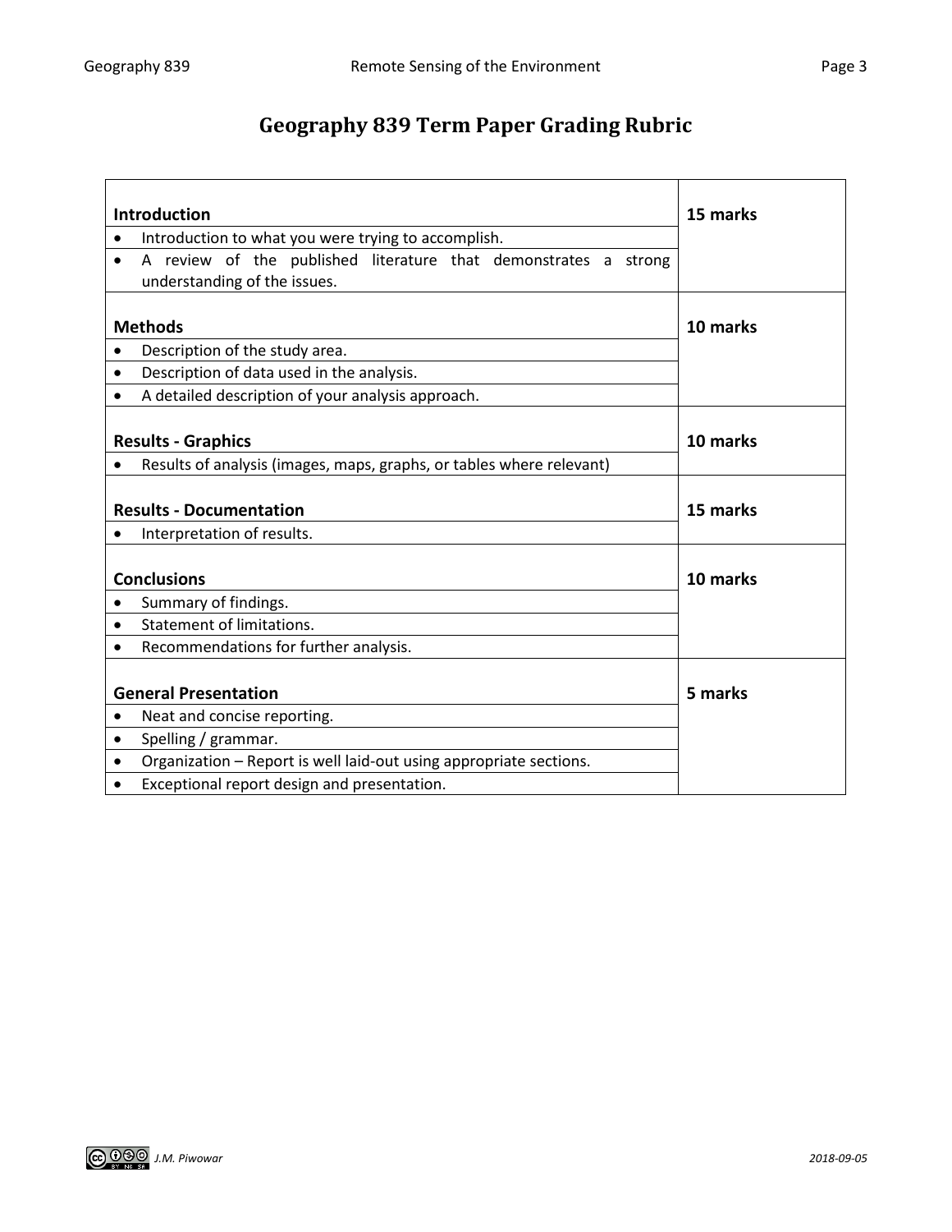# Geography 839 Term Paper Grading Rubric

| Criteria | Marks |
| --- | --- |
| **Introduction** | **15 marks** |
| • Introduction to what you were trying to accomplish. | |
| • A review of the published literature that demonstrates a strong understanding of the issues. | |
| **Methods** | **10 marks** |
| • Description of the study area. | |
| • Description of data used in the analysis. | |
| • A detailed description of your analysis approach. | |
| **Results - Graphics** | **10 marks** |
| • Results of analysis (images, maps, graphs, or tables where relevant) | |
| **Results - Documentation** | **15 marks** |
| • Interpretation of results. | |
| **Conclusions** | **10 marks** |
| • Summary of findings. | |
| • Statement of limitations. | |
| • Recommendations for further analysis. | |
| **General Presentation** | **5 marks** |
| • Neat and concise reporting. | |
| • Spelling / grammar. | |
| • Organization – Report is well laid-out using appropriate sections. | |
| • Exceptional report design and presentation. | |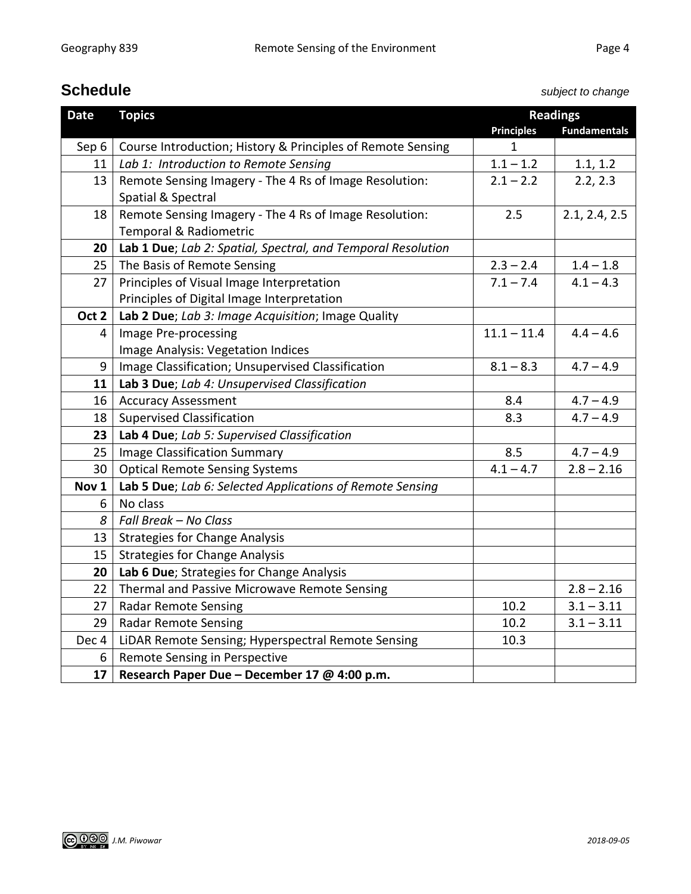## Schedule

*subject to change*

| Date | Topics | Readings | |
|---|---|---|---|
| | | Principles | Fundamentals |
| Sep 6 | Course Introduction; History & Principles of Remote Sensing | 1 | |
| 11 | *Lab 1: Introduction to Remote Sensing* | 1.1 – 1.2 | 1.1, 1.2 |
| 13 | Remote Sensing Imagery - The 4 Rs of Image Resolution: Spatial & Spectral | 2.1 – 2.2 | 2.2, 2.3 |
| 18 | Remote Sensing Imagery - The 4 Rs of Image Resolution: Temporal & Radiometric | 2.5 | 2.1, 2.4, 2.5 |
| **20** | **Lab 1 Due**; *Lab 2: Spatial, Spectral, and Temporal Resolution* | | |
| 25 | The Basis of Remote Sensing | 2.3 – 2.4 | 1.4 – 1.8 |
| 27 | Principles of Visual Image Interpretation<br>Principles of Digital Image Interpretation | 7.1 – 7.4 | 4.1 – 4.3 |
| **Oct 2** | **Lab 2 Due**; *Lab 3: Image Acquisition*; Image Quality | | |
| 4 | Image Pre-processing<br>Image Analysis: Vegetation Indices | 11.1 – 11.4 | 4.4 – 4.6 |
| 9 | Image Classification; Unsupervised Classification | 8.1 – 8.3 | 4.7 – 4.9 |
| **11** | **Lab 3 Due**; *Lab 4: Unsupervised Classification* | | |
| 16 | Accuracy Assessment | 8.4 | 4.7 – 4.9 |
| 18 | Supervised Classification | 8.3 | 4.7 – 4.9 |
| **23** | **Lab 4 Due**; *Lab 5: Supervised Classification* | | |
| 25 | Image Classification Summary | 8.5 | 4.7 – 4.9 |
| 30 | Optical Remote Sensing Systems | 4.1 – 4.7 | 2.8 – 2.16 |
| **Nov 1** | **Lab 5 Due**; *Lab 6: Selected Applications of Remote Sensing* | | |
| 6 | No class | | |
| *8* | *Fall Break – No Class* | | |
| 13 | Strategies for Change Analysis | | |
| 15 | Strategies for Change Analysis | | |
| **20** | **Lab 6 Due**; Strategies for Change Analysis | | |
| 22 | Thermal and Passive Microwave Remote Sensing | | 2.8 – 2.16 |
| 27 | Radar Remote Sensing | 10.2 | 3.1 – 3.11 |
| 29 | Radar Remote Sensing | 10.2 | 3.1 – 3.11 |
| Dec 4 | LiDAR Remote Sensing; Hyperspectral Remote Sensing | 10.3 | |
| 6 | Remote Sensing in Perspective | | |
| **17** | **Research Paper Due – December 17 @ 4:00 p.m.** | | |

*J.M. Piwowar* 2018-09-05